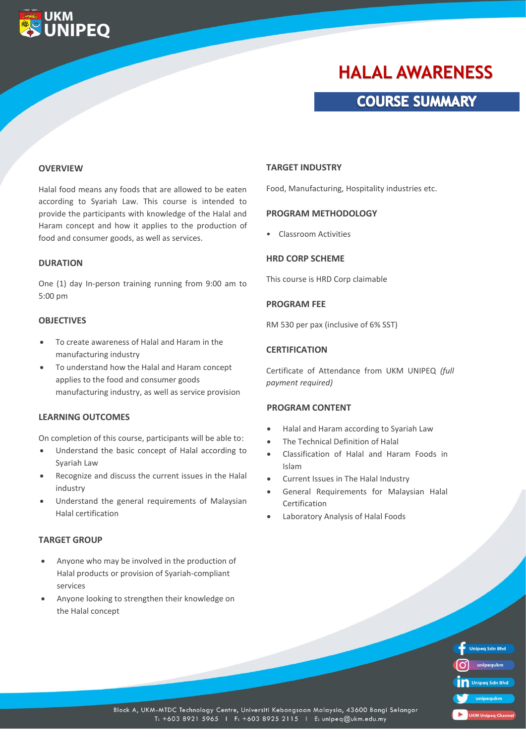# HALAL AWARENESS

## COURSE SUMMARY

### OVERVIEW

Halal food means any foods that are allowed to be eaten according to Syariah Law. This course is intended to provide the participants with knowledge of the Halal and Haram concept and how it applies to the production of food and consumer goods, as well as services.

### DURATION

One (1) day In-person training running from 9:00 am to 5:00 pm

### OBJECTIVES

- To create awareness of Halal and Haram in the manufacturing industry
- To understand how the Halal and Haram concept applies to the food and consumer goods manufacturing industry, as well as service provision

### LEARNING OUTCOMES

On completion of this course, participants will be able to:

- Understand the basic concept of Halal according to Syariah Law
- Recognize and discuss the current issues in the Halal industry
- Understand the general requirements of Malaysian Halal certification

### TARGET GROUP

- Anyone who may be involved in the production of Halal products or provision of Syariah-compliant services
- Anyone looking to strengthen their knowledge on the Halal concept

### TARGET INDUSTRY

Food, Manufacturing, Hospitality industries etc.

### PROGRAM METHODOLOGY

- Classroom Activities

### HRD CORP SCHEME

This course is HRD Corp claimable

### PROGRAM FEE

RM 530 per pax (inclusive of 6% SST)

### CERTIFICATION

Certificate of Attendance from UKM UNIPEQ *(full payment required)*

### PROGRAM CONTENT

- Halal and Haram according to Syariah Law
- The Technical Definition of Halal
- Classification of Halal and Haram Foods in Islam
- Current Issues in The Halal Industry
- General Requirements for Malaysian Halal Certification
- Laboratory Analysis of Halal Foods

Block A, UKM-MTDC Technology Centre, Universiti Kebangsaan Malaysia, 43600 Bangi Selangor
T: +603 8921 5965 | F: +603 8925 2115 | E: unipeq@ukm.edu.my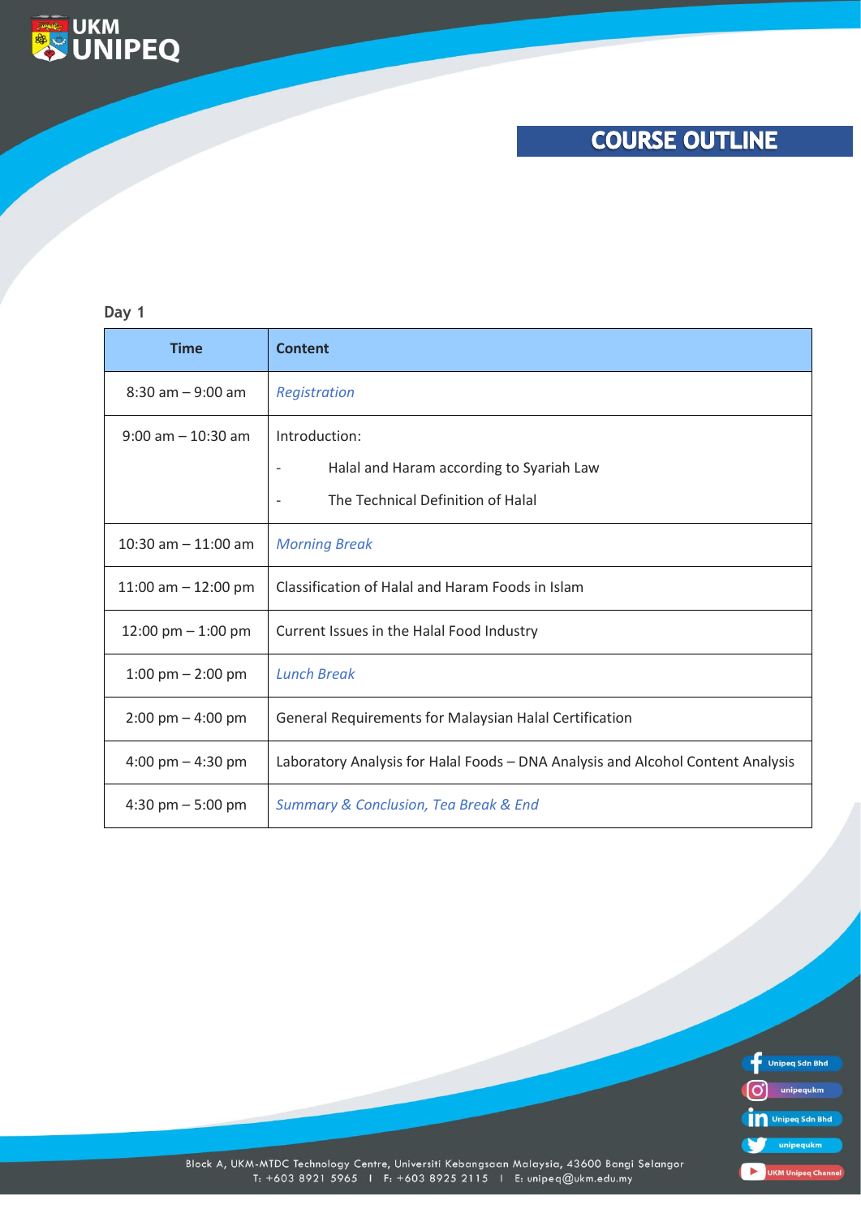# COURSE OUTLINE

**Day 1**

| Time | Content |
| --- | --- |
| 8:30 am – 9:00 am | *Registration* |
| 9:00 am – 10:30 am | Introduction:<br>- Halal and Haram according to Syariah Law<br>- The Technical Definition of Halal |
| 10:30 am – 11:00 am | *Morning Break* |
| 11:00 am – 12:00 pm | Classification of Halal and Haram Foods in Islam |
| 12:00 pm – 1:00 pm | Current Issues in the Halal Food Industry |
| 1:00 pm – 2:00 pm | *Lunch Break* |
| 2:00 pm – 4:00 pm | General Requirements for Malaysian Halal Certification |
| 4:00 pm – 4:30 pm | Laboratory Analysis for Halal Foods – DNA Analysis and Alcohol Content Analysis |
| 4:30 pm – 5:00 pm | *Summary & Conclusion, Tea Break & End* |